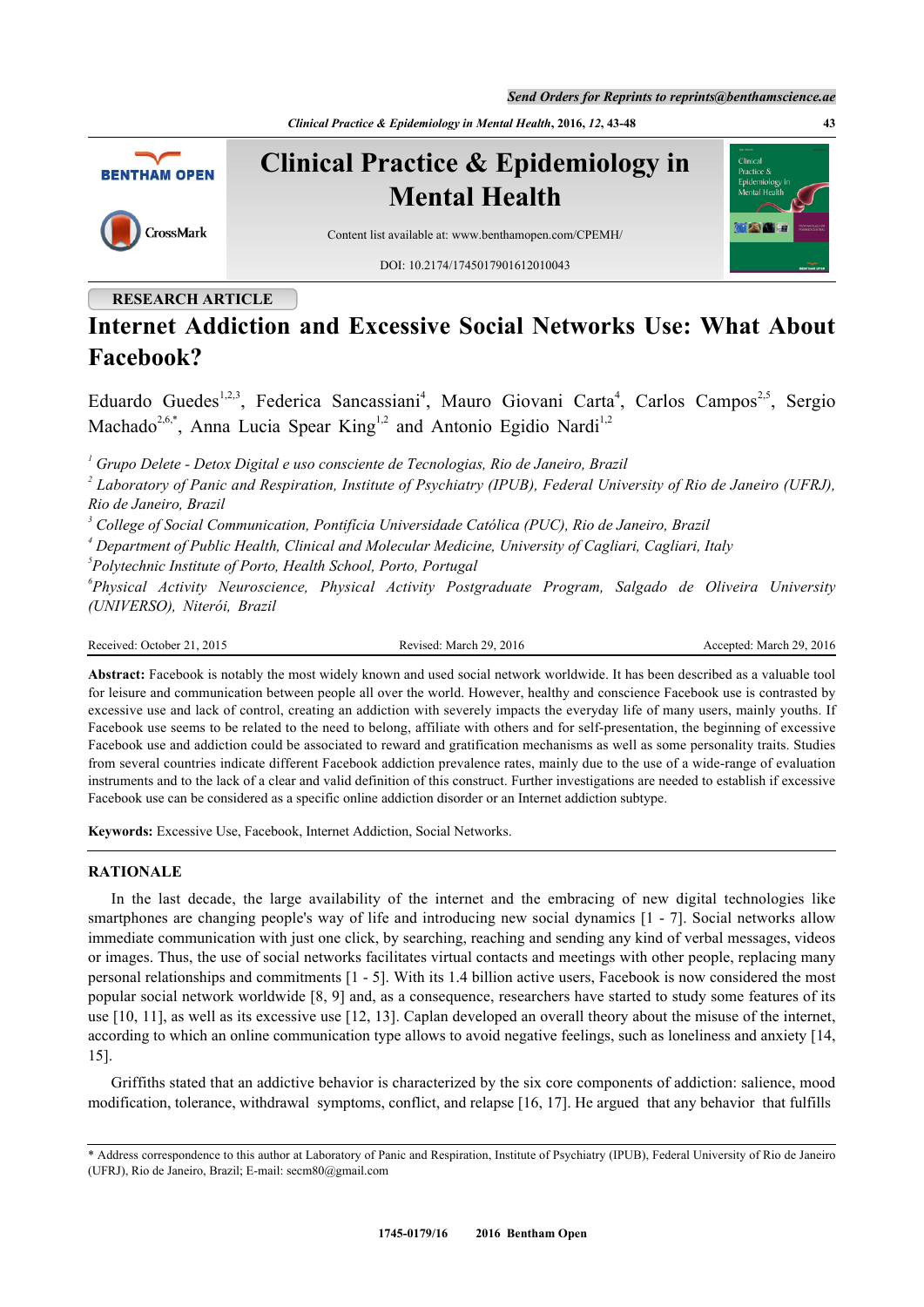RESEARCH ARTICLE

# Internet Addiction and Excessive Social Networks Use: What About Facebook?

Eduardo Guedes[1,2,3], Federica Sancassiani[4], Mauro Giovani Carta[4], Carlos Campos[2,5], Sergio Machado[2,6,*], Anna Lucia Spear King[1,2] and Antonio Egidio Nardi[1,2]

[1] *Grupo Delete - Detox Digital e uso consciente de Tecnologias, Rio de Janeiro, Brazil*
[2] *Laboratory of Panic and Respiration, Institute of Psychiatry (IPUB), Federal University of Rio de Janeiro (UFRJ), Rio de Janeiro, Brazil*
[3] *College of Social Communication, Pontifícia Universidade Católica (PUC), Rio de Janeiro, Brazil*
[4] *Department of Public Health, Clinical and Molecular Medicine, University of Cagliari, Cagliari, Italy*
[5] *Polytechnic Institute of Porto, Health School, Porto, Portugal*
[6] *Physical Activity Neuroscience, Physical Activity Postgraduate Program, Salgado de Oliveira University (UNIVERSO), Niterói, Brazil*

Received: October 21, 2015 Revised: March 29, 2016 Accepted: March 29, 2016

**Abstract:** Facebook is notably the most widely known and used social network worldwide. It has been described as a valuable tool for leisure and communication between people all over the world. However, healthy and conscience Facebook use is contrasted by excessive use and lack of control, creating an addiction with severely impacts the everyday life of many users, mainly youths. If Facebook use seems to be related to the need to belong, affiliate with others and for self-presentation, the beginning of excessive Facebook use and addiction could be associated to reward and gratification mechanisms as well as some personality traits. Studies from several countries indicate different Facebook addiction prevalence rates, mainly due to the use of a wide-range of evaluation instruments and to the lack of a clear and valid definition of this construct. Further investigations are needed to establish if excessive Facebook use can be considered as a specific online addiction disorder or an Internet addiction subtype.

**Keywords:** Excessive Use, Facebook, Internet Addiction, Social Networks.

## RATIONALE

In the last decade, the large availability of the internet and the embracing of new digital technologies like smartphones are changing people's way of life and introducing new social dynamics [1 - 7]. Social networks allow immediate communication with just one click, by searching, reaching and sending any kind of verbal messages, videos or images. Thus, the use of social networks facilitates virtual contacts and meetings with other people, replacing many personal relationships and commitments [1 - 5]. With its 1.4 billion active users, Facebook is now considered the most popular social network worldwide [8, 9] and, as a consequence, researchers have started to study some features of its use [10, 11], as well as its excessive use [12, 13]. Caplan developed an overall theory about the misuse of the internet, according to which an online communication type allows to avoid negative feelings, such as loneliness and anxiety [14, 15].

Griffiths stated that an addictive behavior is characterized by the six core components of addiction: salience, mood modification, tolerance, withdrawal symptoms, conflict, and relapse [16, 17]. He argued that any behavior that fulfills

* Address correspondence to this author at Laboratory of Panic and Respiration, Institute of Psychiatry (IPUB), Federal University of Rio de Janeiro (UFRJ), Rio de Janeiro, Brazil; E-mail: secm80@gmail.com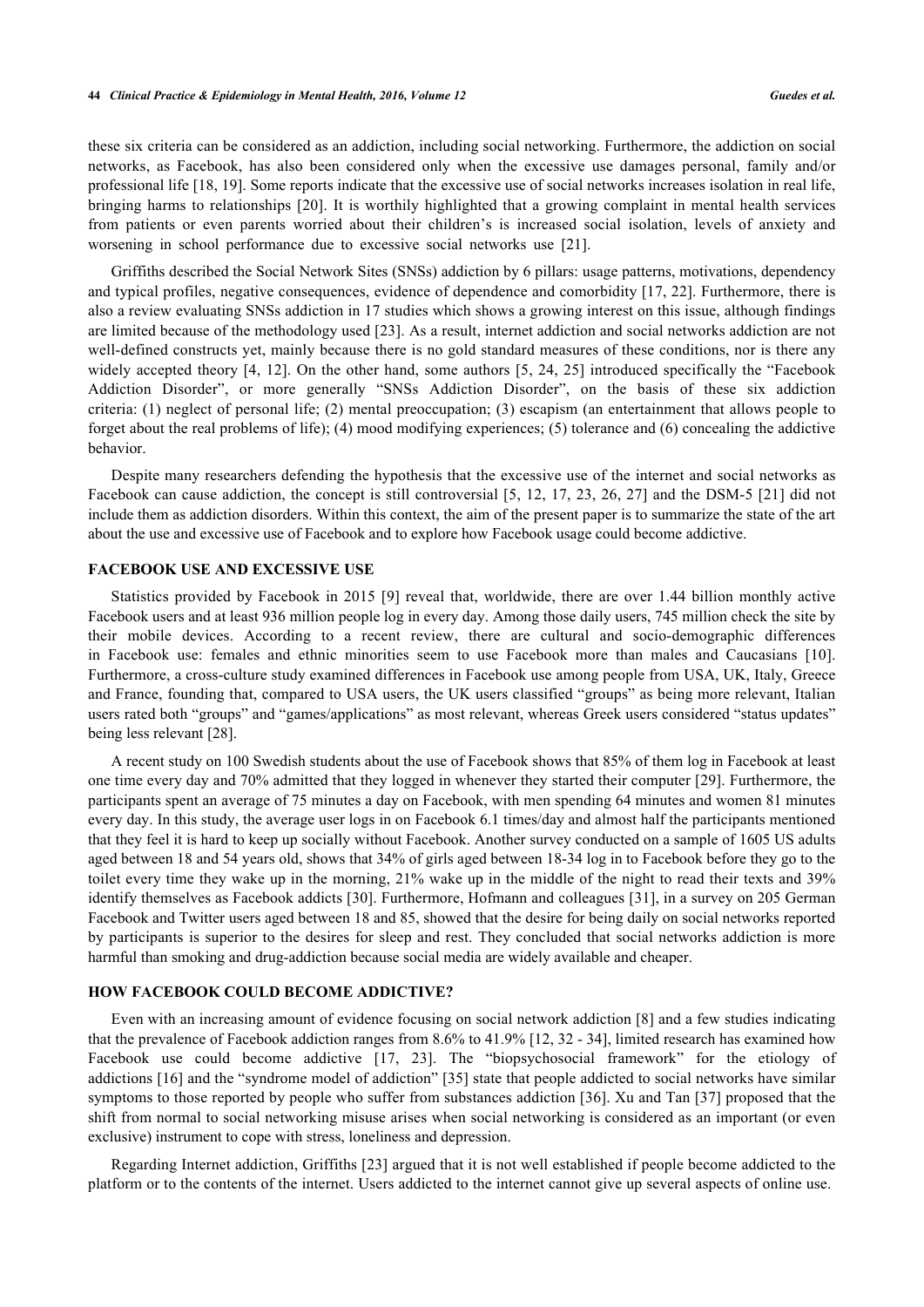these six criteria can be considered as an addiction, including social networking. Furthermore, the addiction on social networks, as Facebook, has also been considered only when the excessive use damages personal, family and/or professional life [18, 19]. Some reports indicate that the excessive use of social networks increases isolation in real life, bringing harms to relationships [20]. It is worthily highlighted that a growing complaint in mental health services from patients or even parents worried about their children's is increased social isolation, levels of anxiety and worsening in school performance due to excessive social networks use [21].

Griffiths described the Social Network Sites (SNSs) addiction by 6 pillars: usage patterns, motivations, dependency and typical profiles, negative consequences, evidence of dependence and comorbidity [17, 22]. Furthermore, there is also a review evaluating SNSs addiction in 17 studies which shows a growing interest on this issue, although findings are limited because of the methodology used [23]. As a result, internet addiction and social networks addiction are not well-defined constructs yet, mainly because there is no gold standard measures of these conditions, nor is there any widely accepted theory [4, 12]. On the other hand, some authors [5, 24, 25] introduced specifically the "Facebook Addiction Disorder", or more generally "SNSs Addiction Disorder", on the basis of these six addiction criteria: (1) neglect of personal life; (2) mental preoccupation; (3) escapism (an entertainment that allows people to forget about the real problems of life); (4) mood modifying experiences; (5) tolerance and (6) concealing the addictive behavior.

Despite many researchers defending the hypothesis that the excessive use of the internet and social networks as Facebook can cause addiction, the concept is still controversial [5, 12, 17, 23, 26, 27] and the DSM-5 [21] did not include them as addiction disorders. Within this context, the aim of the present paper is to summarize the state of the art about the use and excessive use of Facebook and to explore how Facebook usage could become addictive.

## FACEBOOK USE AND EXCESSIVE USE

Statistics provided by Facebook in 2015 [9] reveal that, worldwide, there are over 1.44 billion monthly active Facebook users and at least 936 million people log in every day. Among those daily users, 745 million check the site by their mobile devices. According to a recent review, there are cultural and socio-demographic differences in Facebook use: females and ethnic minorities seem to use Facebook more than males and Caucasians [10]. Furthermore, a cross-culture study examined differences in Facebook use among people from USA, UK, Italy, Greece and France, founding that, compared to USA users, the UK users classified "groups" as being more relevant, Italian users rated both "groups" and "games/applications" as most relevant, whereas Greek users considered "status updates" being less relevant [28].

A recent study on 100 Swedish students about the use of Facebook shows that 85% of them log in Facebook at least one time every day and 70% admitted that they logged in whenever they started their computer [29]. Furthermore, the participants spent an average of 75 minutes a day on Facebook, with men spending 64 minutes and women 81 minutes every day. In this study, the average user logs in on Facebook 6.1 times/day and almost half the participants mentioned that they feel it is hard to keep up socially without Facebook. Another survey conducted on a sample of 1605 US adults aged between 18 and 54 years old, shows that 34% of girls aged between 18-34 log in to Facebook before they go to the toilet every time they wake up in the morning, 21% wake up in the middle of the night to read their texts and 39% identify themselves as Facebook addicts [30]. Furthermore, Hofmann and colleagues [31], in a survey on 205 German Facebook and Twitter users aged between 18 and 85, showed that the desire for being daily on social networks reported by participants is superior to the desires for sleep and rest. They concluded that social networks addiction is more harmful than smoking and drug-addiction because social media are widely available and cheaper.

## HOW FACEBOOK COULD BECOME ADDICTIVE?

Even with an increasing amount of evidence focusing on social network addiction [8] and a few studies indicating that the prevalence of Facebook addiction ranges from 8.6% to 41.9% [12, 32 - 34], limited research has examined how Facebook use could become addictive [17, 23]. The "biopsychosocial framework" for the etiology of addictions [16] and the "syndrome model of addiction" [35] state that people addicted to social networks have similar symptoms to those reported by people who suffer from substances addiction [36]. Xu and Tan [37] proposed that the shift from normal to social networking misuse arises when social networking is considered as an important (or even exclusive) instrument to cope with stress, loneliness and depression.

Regarding Internet addiction, Griffiths [23] argued that it is not well established if people become addicted to the platform or to the contents of the internet. Users addicted to the internet cannot give up several aspects of online use.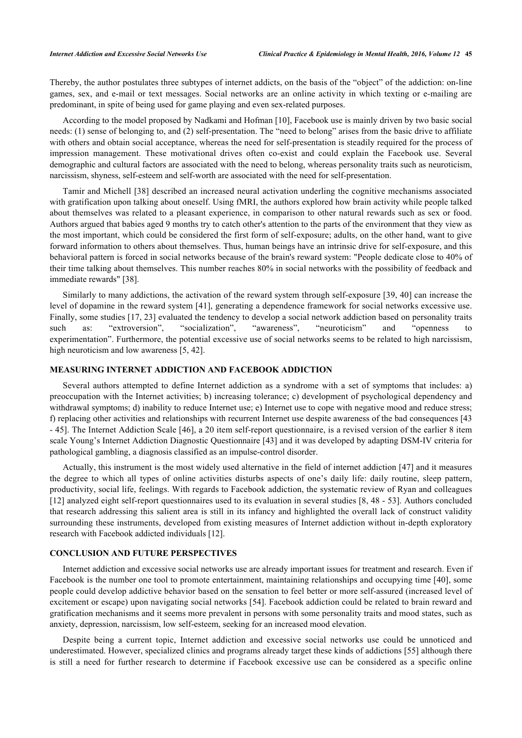Thereby, the author postulates three subtypes of internet addicts, on the basis of the "object" of the addiction: on-line games, sex, and e-mail or text messages. Social networks are an online activity in which texting or e-mailing are predominant, in spite of being used for game playing and even sex-related purposes.

According to the model proposed by Nadkami and Hofman [10], Facebook use is mainly driven by two basic social needs: (1) sense of belonging to, and (2) self-presentation. The "need to belong" arises from the basic drive to affiliate with others and obtain social acceptance, whereas the need for self-presentation is steadily required for the process of impression management. These motivational drives often co-exist and could explain the Facebook use. Several demographic and cultural factors are associated with the need to belong, whereas personality traits such as neuroticism, narcissism, shyness, self-esteem and self-worth are associated with the need for self-presentation.

Tamir and Michell [38] described an increased neural activation underling the cognitive mechanisms associated with gratification upon talking about oneself. Using fMRI, the authors explored how brain activity while people talked about themselves was related to a pleasant experience, in comparison to other natural rewards such as sex or food. Authors argued that babies aged 9 months try to catch other's attention to the parts of the environment that they view as the most important, which could be considered the first form of self-exposure; adults, on the other hand, want to give forward information to others about themselves. Thus, human beings have an intrinsic drive for self-exposure, and this behavioral pattern is forced in social networks because of the brain's reward system: "People dedicate close to 40% of their time talking about themselves. This number reaches 80% in social networks with the possibility of feedback and immediate rewards" [38].

Similarly to many addictions, the activation of the reward system through self-exposure [39, 40] can increase the level of dopamine in the reward system [41], generating a dependence framework for social networks excessive use. Finally, some studies [17, 23] evaluated the tendency to develop a social network addiction based on personality traits such as: "extroversion", "socialization", "awareness", "neuroticism" and "openness to experimentation". Furthermore, the potential excessive use of social networks seems to be related to high narcissism, high neuroticism and low awareness [5, 42].

## MEASURING INTERNET ADDICTION AND FACEBOOK ADDICTION

Several authors attempted to define Internet addiction as a syndrome with a set of symptoms that includes: a) preoccupation with the Internet activities; b) increasing tolerance; c) development of psychological dependency and withdrawal symptoms; d) inability to reduce Internet use; e) Internet use to cope with negative mood and reduce stress; f) replacing other activities and relationships with recurrent Internet use despite awareness of the bad consequences [43 - 45]. The Internet Addiction Scale [46], a 20 item self-report questionnaire, is a revised version of the earlier 8 item scale Young's Internet Addiction Diagnostic Questionnaire [43] and it was developed by adapting DSM-IV criteria for pathological gambling, a diagnosis classified as an impulse-control disorder.

Actually, this instrument is the most widely used alternative in the field of internet addiction [47] and it measures the degree to which all types of online activities disturbs aspects of one's daily life: daily routine, sleep pattern, productivity, social life, feelings. With regards to Facebook addiction, the systematic review of Ryan and colleagues [12] analyzed eight self-report questionnaires used to its evaluation in several studies [8, 48 - 53]. Authors concluded that research addressing this salient area is still in its infancy and highlighted the overall lack of construct validity surrounding these instruments, developed from existing measures of Internet addiction without in-depth exploratory research with Facebook addicted individuals [12].

## CONCLUSION AND FUTURE PERSPECTIVES

Internet addiction and excessive social networks use are already important issues for treatment and research. Even if Facebook is the number one tool to promote entertainment, maintaining relationships and occupying time [40], some people could develop addictive behavior based on the sensation to feel better or more self-assured (increased level of excitement or escape) upon navigating social networks [54]. Facebook addiction could be related to brain reward and gratification mechanisms and it seems more prevalent in persons with some personality traits and mood states, such as anxiety, depression, narcissism, low self-esteem, seeking for an increased mood elevation.

Despite being a current topic, Internet addiction and excessive social networks use could be unnoticed and underestimated. However, specialized clinics and programs already target these kinds of addictions [55] although there is still a need for further research to determine if Facebook excessive use can be considered as a specific online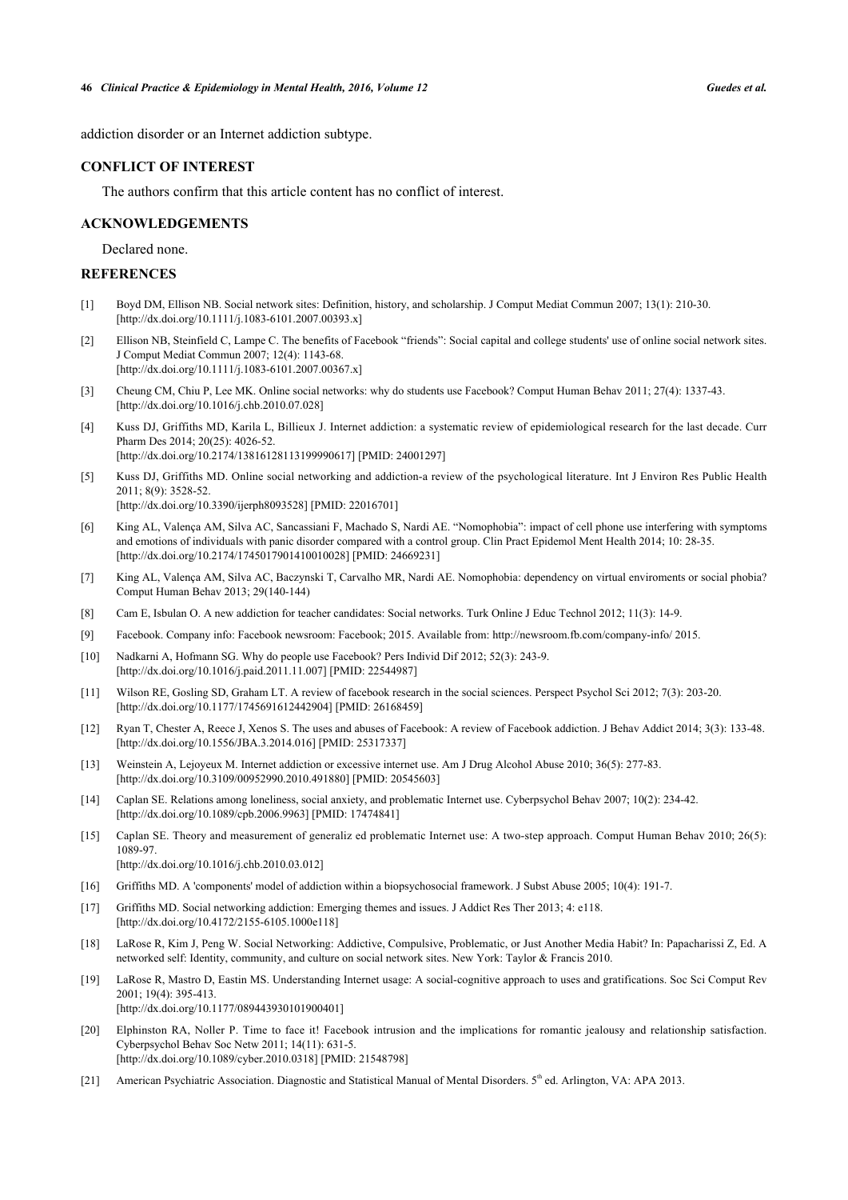addiction disorder or an Internet addiction subtype.

## CONFLICT OF INTEREST

The authors confirm that this article content has no conflict of interest.

## ACKNOWLEDGEMENTS

Declared none.

## REFERENCES

[1] Boyd DM, Ellison NB. Social network sites: Definition, history, and scholarship. J Comput Mediat Commun 2007; 13(1): 210-30. [http://dx.doi.org/10.1111/j.1083-6101.2007.00393.x]

[2] Ellison NB, Steinfield C, Lampe C. The benefits of Facebook "friends": Social capital and college students' use of online social network sites. J Comput Mediat Commun 2007; 12(4): 1143-68. [http://dx.doi.org/10.1111/j.1083-6101.2007.00367.x]

[3] Cheung CM, Chiu P, Lee MK. Online social networks: why do students use Facebook? Comput Human Behav 2011; 27(4): 1337-43. [http://dx.doi.org/10.1016/j.chb.2010.07.028]

[4] Kuss DJ, Griffiths MD, Karila L, Billieux J. Internet addiction: a systematic review of epidemiological research for the last decade. Curr Pharm Des 2014; 20(25): 4026-52. [http://dx.doi.org/10.2174/13816128113199990617] [PMID: 24001297]

[5] Kuss DJ, Griffiths MD. Online social networking and addiction-a review of the psychological literature. Int J Environ Res Public Health 2011; 8(9): 3528-52. [http://dx.doi.org/10.3390/ijerph8093528] [PMID: 22016701]

[6] King AL, Valença AM, Silva AC, Sancassiani F, Machado S, Nardi AE. "Nomophobia": impact of cell phone use interfering with symptoms and emotions of individuals with panic disorder compared with a control group. Clin Pract Epidemol Ment Health 2014; 10: 28-35. [http://dx.doi.org/10.2174/1745017901410010028] [PMID: 24669231]

[7] King AL, Valença AM, Silva AC, Baczynski T, Carvalho MR, Nardi AE. Nomophobia: dependency on virtual enviroments or social phobia? Comput Human Behav 2013; 29(140-144)

[8] Cam E, Isbulan O. A new addiction for teacher candidates: Social networks. Turk Online J Educ Technol 2012; 11(3): 14-9.

[9] Facebook. Company info: Facebook newsroom: Facebook; 2015. Available from: http://newsroom.fb.com/company-info/ 2015.

[10] Nadkarni A, Hofmann SG. Why do people use Facebook? Pers Individ Dif 2012; 52(3): 243-9. [http://dx.doi.org/10.1016/j.paid.2011.11.007] [PMID: 22544987]

[11] Wilson RE, Gosling SD, Graham LT. A review of facebook research in the social sciences. Perspect Psychol Sci 2012; 7(3): 203-20. [http://dx.doi.org/10.1177/1745691612442904] [PMID: 26168459]

[12] Ryan T, Chester A, Reece J, Xenos S. The uses and abuses of Facebook: A review of Facebook addiction. J Behav Addict 2014; 3(3): 133-48. [http://dx.doi.org/10.1556/JBA.3.2014.016] [PMID: 25317337]

[13] Weinstein A, Lejoyeux M. Internet addiction or excessive internet use. Am J Drug Alcohol Abuse 2010; 36(5): 277-83. [http://dx.doi.org/10.3109/00952990.2010.491880] [PMID: 20545603]

[14] Caplan SE. Relations among loneliness, social anxiety, and problematic Internet use. Cyberpsychol Behav 2007; 10(2): 234-42. [http://dx.doi.org/10.1089/cpb.2006.9963] [PMID: 17474841]

[15] Caplan SE. Theory and measurement of generaliz ed problematic Internet use: A two-step approach. Comput Human Behav 2010; 26(5): 1089-97. [http://dx.doi.org/10.1016/j.chb.2010.03.012]

[16] Griffiths MD. A 'components' model of addiction within a biopsychosocial framework. J Subst Abuse 2005; 10(4): 191-7.

[17] Griffiths MD. Social networking addiction: Emerging themes and issues. J Addict Res Ther 2013; 4: e118. [http://dx.doi.org/10.4172/2155-6105.1000e118]

[18] LaRose R, Kim J, Peng W. Social Networking: Addictive, Compulsive, Problematic, or Just Another Media Habit? In: Papacharissi Z, Ed. A networked self: Identity, community, and culture on social network sites. New York: Taylor & Francis 2010.

[19] LaRose R, Mastro D, Eastin MS. Understanding Internet usage: A social-cognitive approach to uses and gratifications. Soc Sci Comput Rev 2001; 19(4): 395-413. [http://dx.doi.org/10.1177/089443930101900401]

[20] Elphinston RA, Noller P. Time to face it! Facebook intrusion and the implications for romantic jealousy and relationship satisfaction. Cyberpsychol Behav Soc Netw 2011; 14(11): 631-5. [http://dx.doi.org/10.1089/cyber.2010.0318] [PMID: 21548798]

[21] American Psychiatric Association. Diagnostic and Statistical Manual of Mental Disorders. 5th ed. Arlington, VA: APA 2013.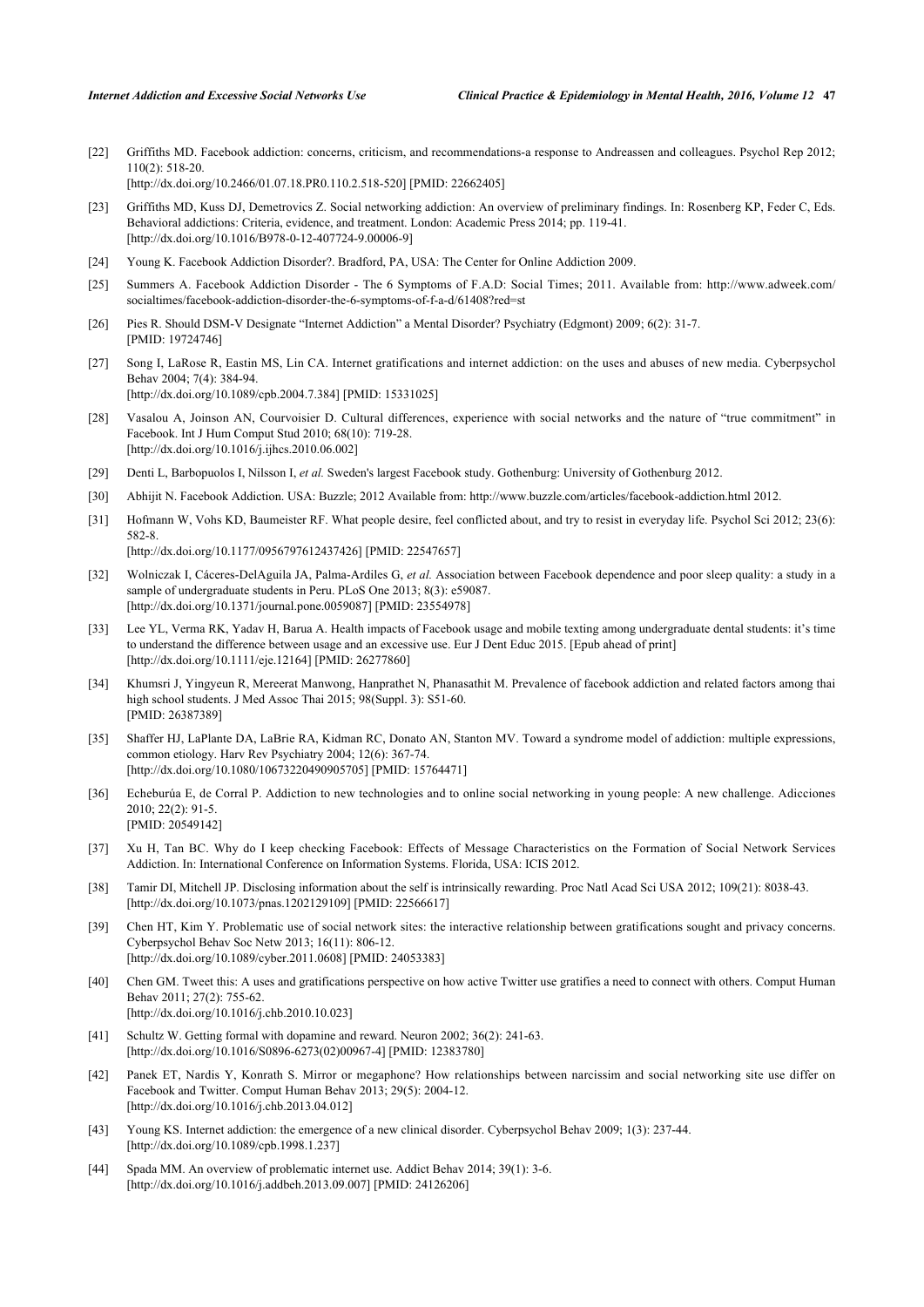[22] Griffiths MD. Facebook addiction: concerns, criticism, and recommendations-a response to Andreassen and colleagues. Psychol Rep 2012; 110(2): 518-20.
[http://dx.doi.org/10.2466/01.07.18.PR0.110.2.518-520] [PMID: 22662405]

[23] Griffiths MD, Kuss DJ, Demetrovics Z. Social networking addiction: An overview of preliminary findings. In: Rosenberg KP, Feder C, Eds. Behavioral addictions: Criteria, evidence, and treatment. London: Academic Press 2014; pp. 119-41.
[http://dx.doi.org/10.1016/B978-0-12-407724-9.00006-9]

[24] Young K. Facebook Addiction Disorder?. Bradford, PA, USA: The Center for Online Addiction 2009.

[25] Summers A. Facebook Addiction Disorder - The 6 Symptoms of F.A.D: Social Times; 2011. Available from: http://www.adweek.com/socialtimes/facebook-addiction-disorder-the-6-symptoms-of-f-a-d/61408?red=st

[26] Pies R. Should DSM-V Designate "Internet Addiction" a Mental Disorder? Psychiatry (Edgmont) 2009; 6(2): 31-7.
[PMID: 19724746]

[27] Song I, LaRose R, Eastin MS, Lin CA. Internet gratifications and internet addiction: on the uses and abuses of new media. Cyberpsychol Behav 2004; 7(4): 384-94.
[http://dx.doi.org/10.1089/cpb.2004.7.384] [PMID: 15331025]

[28] Vasalou A, Joinson AN, Courvoisier D. Cultural differences, experience with social networks and the nature of "true commitment" in Facebook. Int J Hum Comput Stud 2010; 68(10): 719-28.
[http://dx.doi.org/10.1016/j.ijhcs.2010.06.002]

[29] Denti L, Barbopuolos I, Nilsson I, *et al.* Sweden's largest Facebook study. Gothenburg: University of Gothenburg 2012.

[30] Abhijit N. Facebook Addiction. USA: Buzzle; 2012 Available from: http://www.buzzle.com/articles/facebook-addiction.html 2012.

[31] Hofmann W, Vohs KD, Baumeister RF. What people desire, feel conflicted about, and try to resist in everyday life. Psychol Sci 2012; 23(6): 582-8.
[http://dx.doi.org/10.1177/0956797612437426] [PMID: 22547657]

[32] Wolniczak I, Cáceres-DelAguila JA, Palma-Ardiles G, *et al.* Association between Facebook dependence and poor sleep quality: a study in a sample of undergraduate students in Peru. PLoS One 2013; 8(3): e59087.
[http://dx.doi.org/10.1371/journal.pone.0059087] [PMID: 23554978]

[33] Lee YL, Verma RK, Yadav H, Barua A. Health impacts of Facebook usage and mobile texting among undergraduate dental students: it's time to understand the difference between usage and an excessive use. Eur J Dent Educ 2015. [Epub ahead of print]
[http://dx.doi.org/10.1111/eje.12164] [PMID: 26277860]

[34] Khumsri J, Yingyeun R, Mereerat Manwong, Hanprathet N, Phanasathit M. Prevalence of facebook addiction and related factors among thai high school students. J Med Assoc Thai 2015; 98(Suppl. 3): S51-60.
[PMID: 26387389]

[35] Shaffer HJ, LaPlante DA, LaBrie RA, Kidman RC, Donato AN, Stanton MV. Toward a syndrome model of addiction: multiple expressions, common etiology. Harv Rev Psychiatry 2004; 12(6): 367-74.
[http://dx.doi.org/10.1080/10673220490905705] [PMID: 15764471]

[36] Echeburúa E, de Corral P. Addiction to new technologies and to online social networking in young people: A new challenge. Adicciones 2010; 22(2): 91-5.
[PMID: 20549142]

[37] Xu H, Tan BC. Why do I keep checking Facebook: Effects of Message Characteristics on the Formation of Social Network Services Addiction. In: International Conference on Information Systems. Florida, USA: ICIS 2012.

[38] Tamir DI, Mitchell JP. Disclosing information about the self is intrinsically rewarding. Proc Natl Acad Sci USA 2012; 109(21): 8038-43.
[http://dx.doi.org/10.1073/pnas.1202129109] [PMID: 22566617]

[39] Chen HT, Kim Y. Problematic use of social network sites: the interactive relationship between gratifications sought and privacy concerns. Cyberpsychol Behav Soc Netw 2013; 16(11): 806-12.
[http://dx.doi.org/10.1089/cyber.2011.0608] [PMID: 24053383]

[40] Chen GM. Tweet this: A uses and gratifications perspective on how active Twitter use gratifies a need to connect with others. Comput Human Behav 2011; 27(2): 755-62.
[http://dx.doi.org/10.1016/j.chb.2010.10.023]

[41] Schultz W. Getting formal with dopamine and reward. Neuron 2002; 36(2): 241-63.
[http://dx.doi.org/10.1016/S0896-6273(02)00967-4] [PMID: 12383780]

[42] Panek ET, Nardis Y, Konrath S. Mirror or megaphone? How relationships between narcissim and social networking site use differ on Facebook and Twitter. Comput Human Behav 2013; 29(5): 2004-12.
[http://dx.doi.org/10.1016/j.chb.2013.04.012]

[43] Young KS. Internet addiction: the emergence of a new clinical disorder. Cyberpsychol Behav 2009; 1(3): 237-44.
[http://dx.doi.org/10.1089/cpb.1998.1.237]

[44] Spada MM. An overview of problematic internet use. Addict Behav 2014; 39(1): 3-6.
[http://dx.doi.org/10.1016/j.addbeh.2013.09.007] [PMID: 24126206]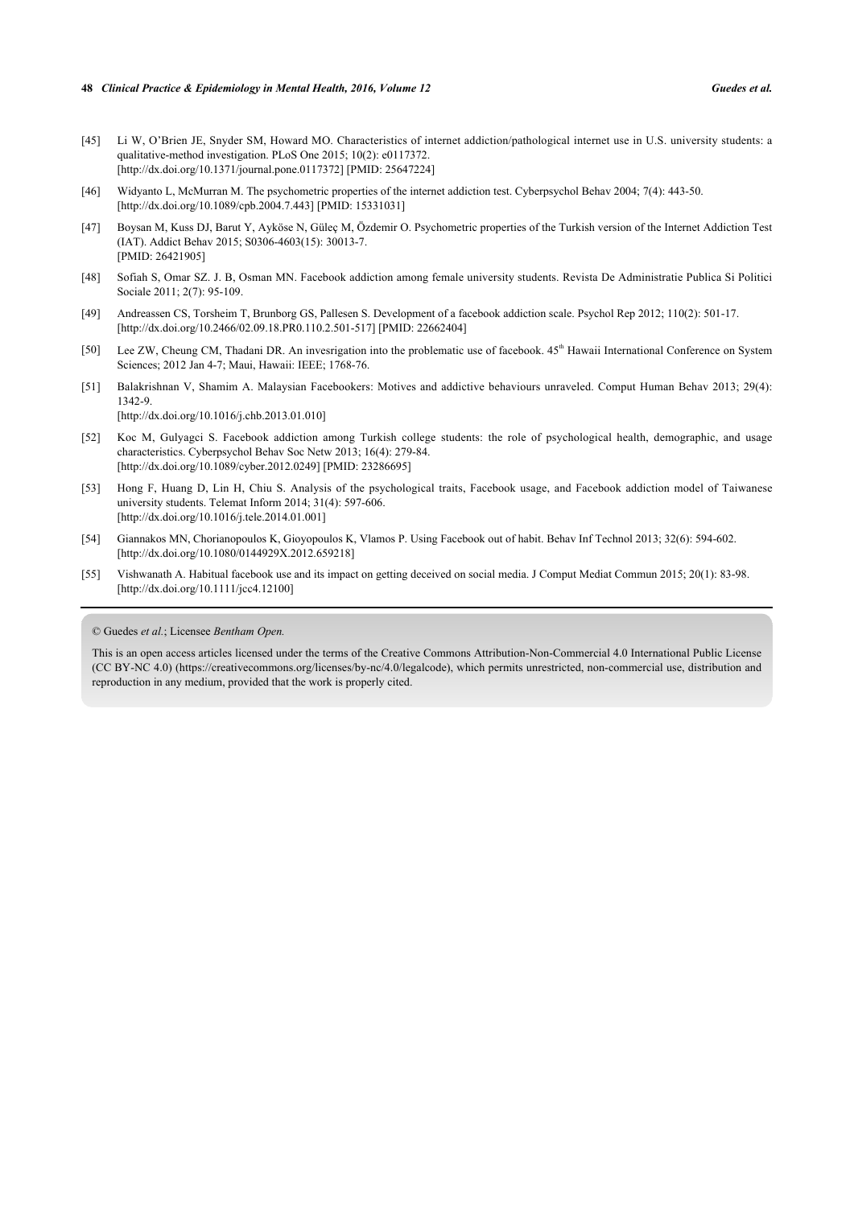[45] Li W, O'Brien JE, Snyder SM, Howard MO. Characteristics of internet addiction/pathological internet use in U.S. university students: a qualitative-method investigation. PLoS One 2015; 10(2): e0117372. [http://dx.doi.org/10.1371/journal.pone.0117372] [PMID: 25647224]

[46] Widyanto L, McMurran M. The psychometric properties of the internet addiction test. Cyberpsychol Behav 2004; 7(4): 443-50. [http://dx.doi.org/10.1089/cpb.2004.7.443] [PMID: 15331031]

[47] Boysan M, Kuss DJ, Barut Y, Ayköse N, Güleç M, Özdemir O. Psychometric properties of the Turkish version of the Internet Addiction Test (IAT). Addict Behav 2015; S0306-4603(15): 30013-7. [PMID: 26421905]

[48] Sofiah S, Omar SZ. J. B, Osman MN. Facebook addiction among female university students. Revista De Administratie Publica Si Politici Sociale 2011; 2(7): 95-109.

[49] Andreassen CS, Torsheim T, Brunborg GS, Pallesen S. Development of a facebook addiction scale. Psychol Rep 2012; 110(2): 501-17. [http://dx.doi.org/10.2466/02.09.18.PR0.110.2.501-517] [PMID: 22662404]

[50] Lee ZW, Cheung CM, Thadani DR. An invesrigation into the problematic use of facebook. 45th Hawaii International Conference on System Sciences; 2012 Jan 4-7; Maui, Hawaii: IEEE; 1768-76.

[51] Balakrishnan V, Shamim A. Malaysian Facebookers: Motives and addictive behaviours unraveled. Comput Human Behav 2013; 29(4): 1342-9. [http://dx.doi.org/10.1016/j.chb.2013.01.010]

[52] Koc M, Gulyagci S. Facebook addiction among Turkish college students: the role of psychological health, demographic, and usage characteristics. Cyberpsychol Behav Soc Netw 2013; 16(4): 279-84. [http://dx.doi.org/10.1089/cyber.2012.0249] [PMID: 23286695]

[53] Hong F, Huang D, Lin H, Chiu S. Analysis of the psychological traits, Facebook usage, and Facebook addiction model of Taiwanese university students. Telemat Inform 2014; 31(4): 597-606. [http://dx.doi.org/10.1016/j.tele.2014.01.001]

[54] Giannakos MN, Chorianopoulos K, Gioyopoulos K, Vlamos P. Using Facebook out of habit. Behav Inf Technol 2013; 32(6): 594-602. [http://dx.doi.org/10.1080/0144929X.2012.659218]

[55] Vishwanath A. Habitual facebook use and its impact on getting deceived on social media. J Comput Mediat Commun 2015; 20(1): 83-98. [http://dx.doi.org/10.1111/jcc4.12100]

© Guedes *et al.*; Licensee *Bentham Open.*

This is an open access articles licensed under the terms of the Creative Commons Attribution-Non-Commercial 4.0 International Public License (CC BY-NC 4.0) (https://creativecommons.org/licenses/by-nc/4.0/legalcode), which permits unrestricted, non-commercial use, distribution and reproduction in any medium, provided that the work is properly cited.